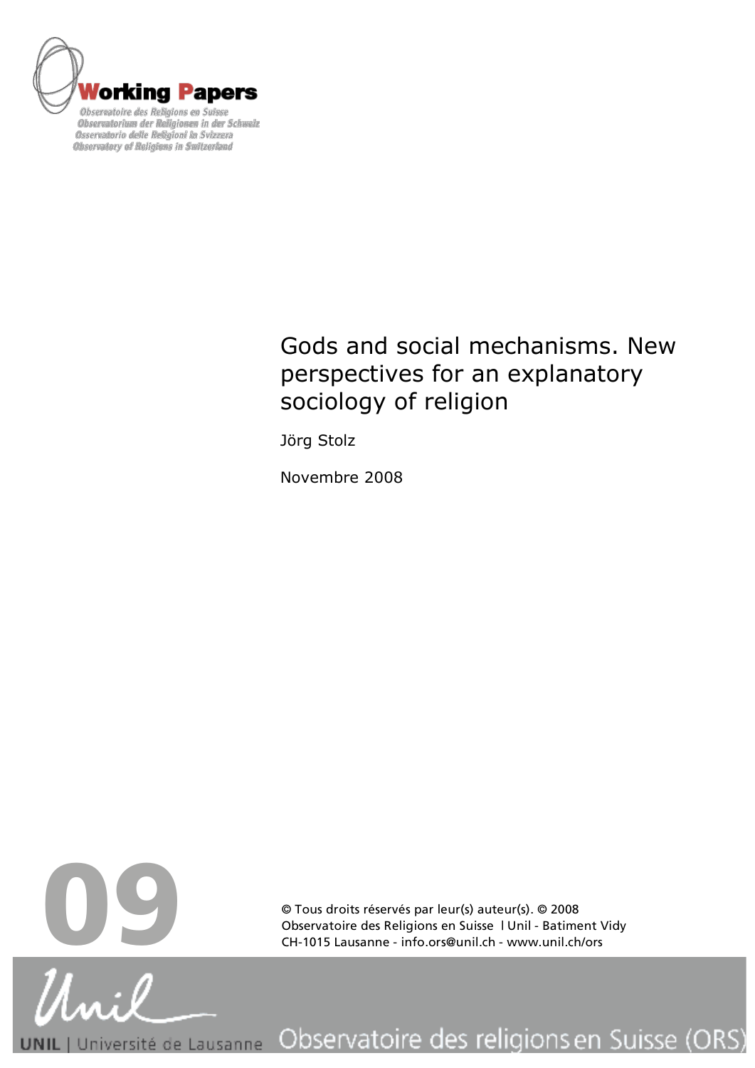**Working Papers**

Observatoire des Religions en Suisse
Observatorium der Religionen in der Schweiz
Osservatorio delle Religioni in Svizzera
Observatory of Religions in Switzerland

# Gods and social mechanisms. New perspectives for an explanatory sociology of religion

Jörg Stolz

Novembre 2008

09

© Tous droits réservés par leur(s) auteur(s). © 2008
Observatoire des Religions en Suisse l Unil - Batiment Vidy
CH-1015 Lausanne - info.ors@unil.ch - www.unil.ch/ors

UNIL | Université de Lausanne Observatoire des religions en Suisse (ORS)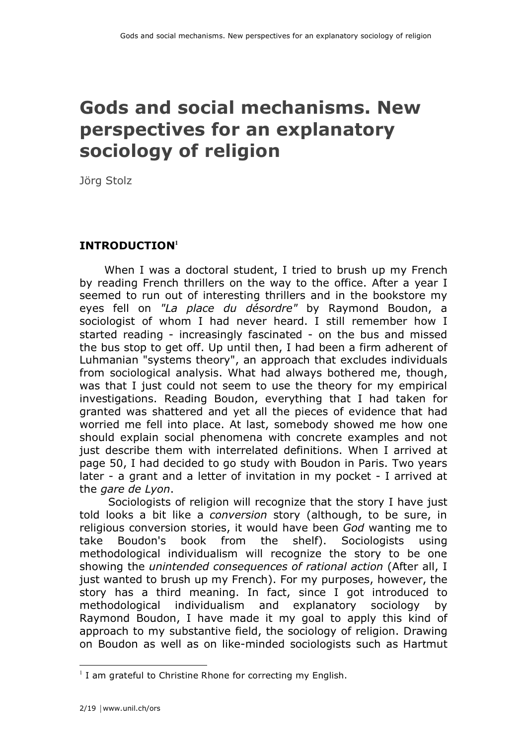# Gods and social mechanisms. New perspectives for an explanatory sociology of religion

Jörg Stolz

## INTRODUCTION[1]

When I was a doctoral student, I tried to brush up my French by reading French thrillers on the way to the office. After a year I seemed to run out of interesting thrillers and in the bookstore my eyes fell on *"La place du désordre"* by Raymond Boudon, a sociologist of whom I had never heard. I still remember how I started reading - increasingly fascinated - on the bus and missed the bus stop to get off. Up until then, I had been a firm adherent of Luhmanian "systems theory", an approach that excludes individuals from sociological analysis. What had always bothered me, though, was that I just could not seem to use the theory for my empirical investigations. Reading Boudon, everything that I had taken for granted was shattered and yet all the pieces of evidence that had worried me fell into place. At last, somebody showed me how one should explain social phenomena with concrete examples and not just describe them with interrelated definitions. When I arrived at page 50, I had decided to go study with Boudon in Paris. Two years later - a grant and a letter of invitation in my pocket - I arrived at the *gare de Lyon*.

Sociologists of religion will recognize that the story I have just told looks a bit like a *conversion* story (although, to be sure, in religious conversion stories, it would have been *God* wanting me to take Boudon's book from the shelf). Sociologists using methodological individualism will recognize the story to be one showing the *unintended consequences of rational action* (After all, I just wanted to brush up my French). For my purposes, however, the story has a third meaning. In fact, since I got introduced to methodological individualism and explanatory sociology by Raymond Boudon, I have made it my goal to apply this kind of approach to my substantive field, the sociology of religion. Drawing on Boudon as well as on like-minded sociologists such as Hartmut

[1] I am grateful to Christine Rhone for correcting my English.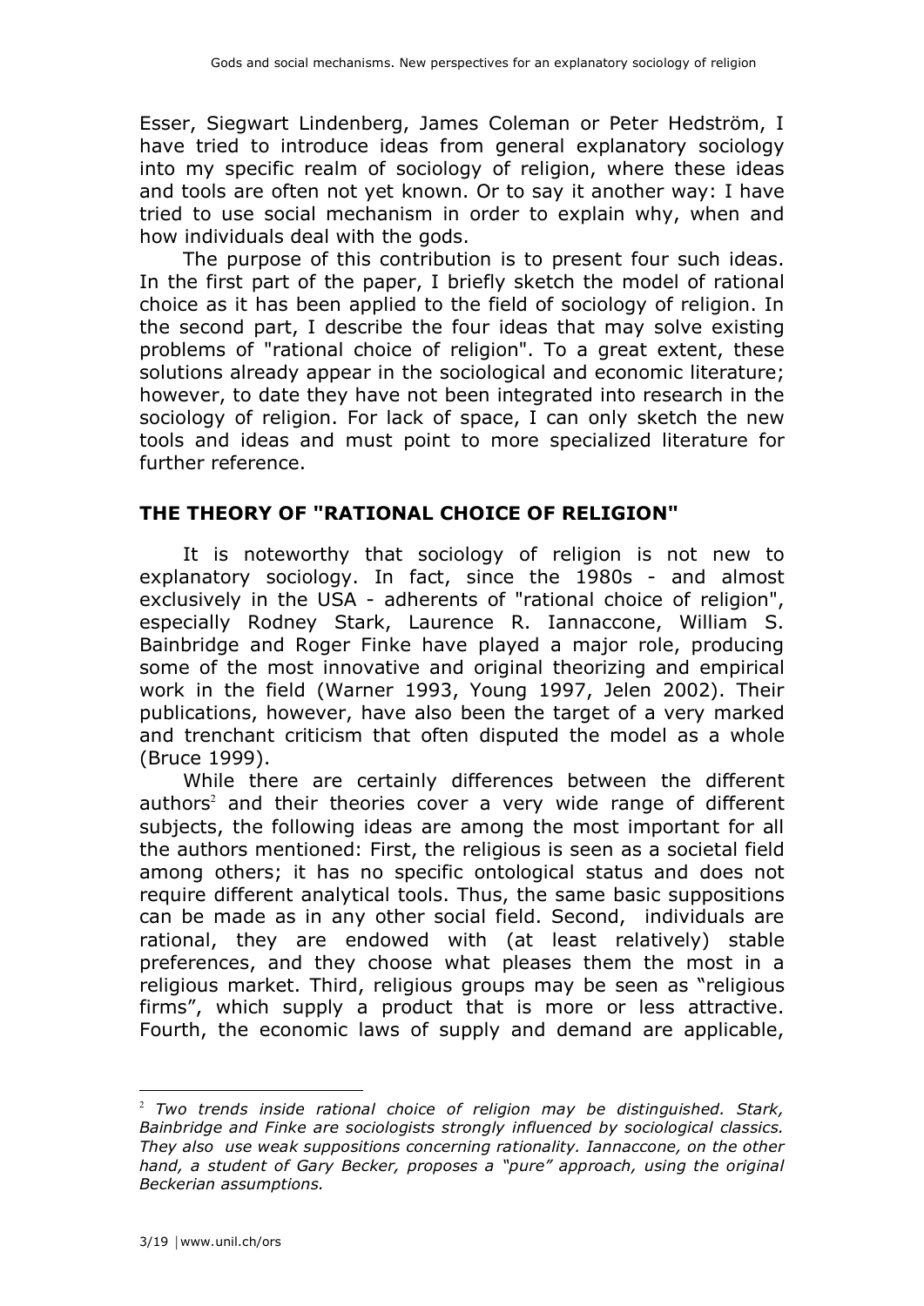Esser, Siegwart Lindenberg, James Coleman or Peter Hedström, I have tried to introduce ideas from general explanatory sociology into my specific realm of sociology of religion, where these ideas and tools are often not yet known. Or to say it another way: I have tried to use social mechanism in order to explain why, when and how individuals deal with the gods.

The purpose of this contribution is to present four such ideas. In the first part of the paper, I briefly sketch the model of rational choice as it has been applied to the field of sociology of religion. In the second part, I describe the four ideas that may solve existing problems of "rational choice of religion". To a great extent, these solutions already appear in the sociological and economic literature; however, to date they have not been integrated into research in the sociology of religion. For lack of space, I can only sketch the new tools and ideas and must point to more specialized literature for further reference.

## THE THEORY OF "RATIONAL CHOICE OF RELIGION"

It is noteworthy that sociology of religion is not new to explanatory sociology. In fact, since the 1980s - and almost exclusively in the USA - adherents of "rational choice of religion", especially Rodney Stark, Laurence R. Iannaccone, William S. Bainbridge and Roger Finke have played a major role, producing some of the most innovative and original theorizing and empirical work in the field (Warner 1993, Young 1997, Jelen 2002). Their publications, however, have also been the target of a very marked and trenchant criticism that often disputed the model as a whole (Bruce 1999).

While there are certainly differences between the different authors[2] and their theories cover a very wide range of different subjects, the following ideas are among the most important for all the authors mentioned: First, the religious is seen as a societal field among others; it has no specific ontological status and does not require different analytical tools. Thus, the same basic suppositions can be made as in any other social field. Second, individuals are rational, they are endowed with (at least relatively) stable preferences, and they choose what pleases them the most in a religious market. Third, religious groups may be seen as "religious firms", which supply a product that is more or less attractive. Fourth, the economic laws of supply and demand are applicable,

---

[2] *Two trends inside rational choice of religion may be distinguished. Stark, Bainbridge and Finke are sociologists strongly influenced by sociological classics. They also use weak suppositions concerning rationality. Iannaccone, on the other hand, a student of Gary Becker, proposes a "pure" approach, using the original Beckerian assumptions.*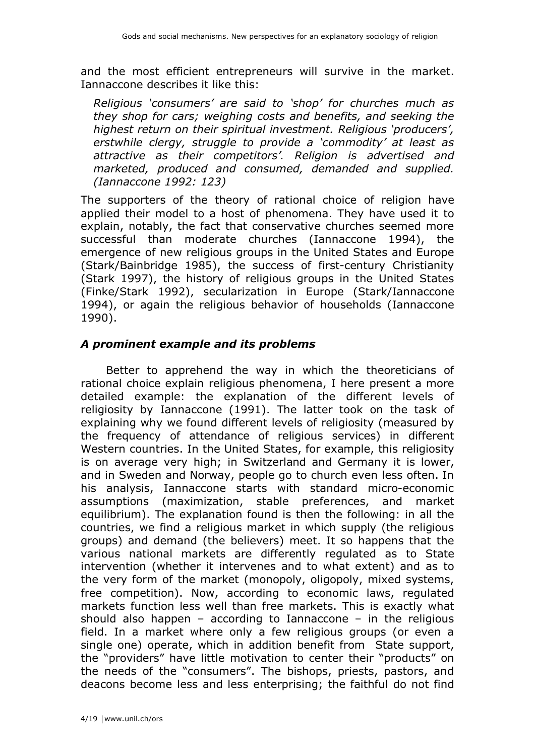and the most efficient entrepreneurs will survive in the market. Iannaccone describes it like this:

> *Religious 'consumers' are said to 'shop' for churches much as they shop for cars; weighing costs and benefits, and seeking the highest return on their spiritual investment. Religious 'producers', erstwhile clergy, struggle to provide a 'commodity' at least as attractive as their competitors'. Religion is advertised and marketed, produced and consumed, demanded and supplied. (Iannaccone 1992: 123)*

The supporters of the theory of rational choice of religion have applied their model to a host of phenomena. They have used it to explain, notably, the fact that conservative churches seemed more successful than moderate churches (Iannaccone 1994), the emergence of new religious groups in the United States and Europe (Stark/Bainbridge 1985), the success of first-century Christianity (Stark 1997), the history of religious groups in the United States (Finke/Stark 1992), secularization in Europe (Stark/Iannaccone 1994), or again the religious behavior of households (Iannaccone 1990).

### *A prominent example and its problems*

Better to apprehend the way in which the theoreticians of rational choice explain religious phenomena, I here present a more detailed example: the explanation of the different levels of religiosity by Iannaccone (1991). The latter took on the task of explaining why we found different levels of religiosity (measured by the frequency of attendance of religious services) in different Western countries. In the United States, for example, this religiosity is on average very high; in Switzerland and Germany it is lower, and in Sweden and Norway, people go to church even less often. In his analysis, Iannaccone starts with standard micro-economic assumptions (maximization, stable preferences, and market equilibrium). The explanation found is then the following: in all the countries, we find a religious market in which supply (the religious groups) and demand (the believers) meet. It so happens that the various national markets are differently regulated as to State intervention (whether it intervenes and to what extent) and as to the very form of the market (monopoly, oligopoly, mixed systems, free competition). Now, according to economic laws, regulated markets function less well than free markets. This is exactly what should also happen – according to Iannaccone – in the religious field. In a market where only a few religious groups (or even a single one) operate, which in addition benefit from State support, the "providers" have little motivation to center their "products" on the needs of the "consumers". The bishops, priests, pastors, and deacons become less and less enterprising; the faithful do not find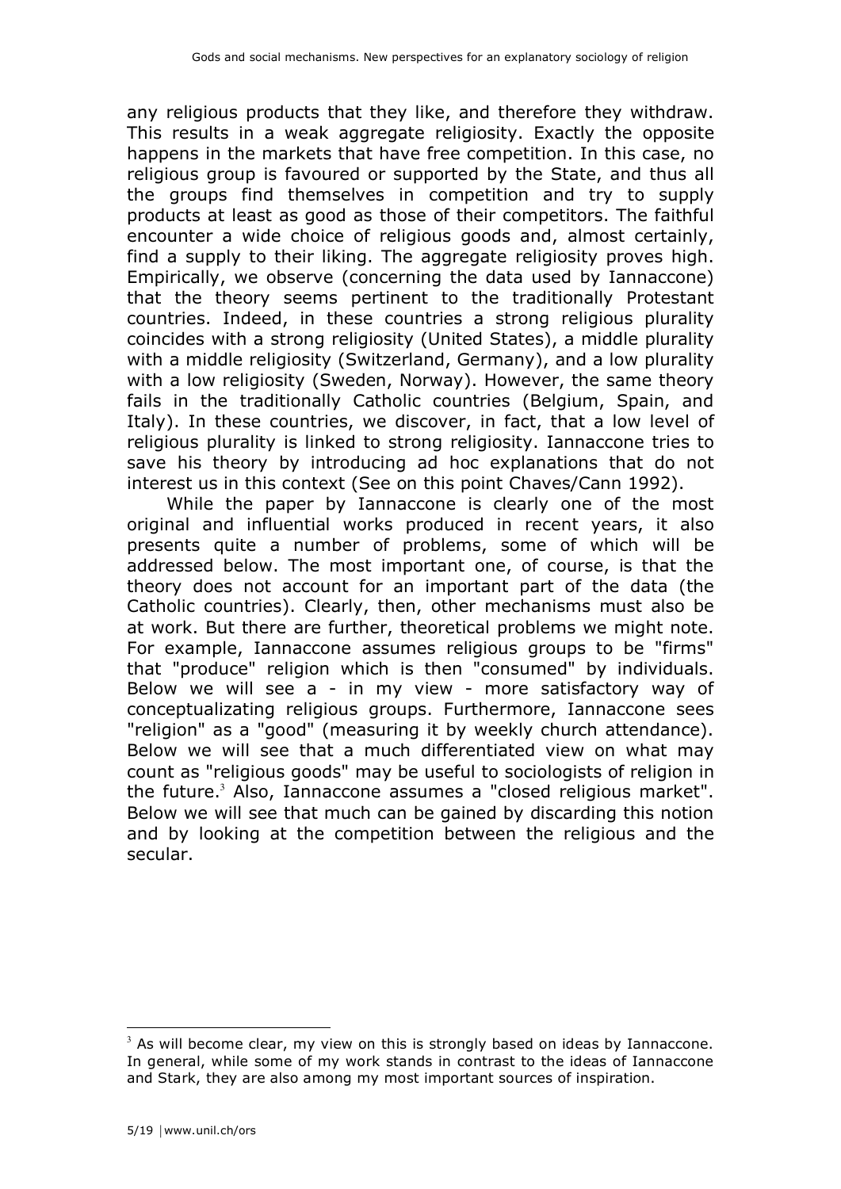any religious products that they like, and therefore they withdraw. This results in a weak aggregate religiosity. Exactly the opposite happens in the markets that have free competition. In this case, no religious group is favoured or supported by the State, and thus all the groups find themselves in competition and try to supply products at least as good as those of their competitors. The faithful encounter a wide choice of religious goods and, almost certainly, find a supply to their liking. The aggregate religiosity proves high. Empirically, we observe (concerning the data used by Iannaccone) that the theory seems pertinent to the traditionally Protestant countries. Indeed, in these countries a strong religious plurality coincides with a strong religiosity (United States), a middle plurality with a middle religiosity (Switzerland, Germany), and a low plurality with a low religiosity (Sweden, Norway). However, the same theory fails in the traditionally Catholic countries (Belgium, Spain, and Italy). In these countries, we discover, in fact, that a low level of religious plurality is linked to strong religiosity. Iannaccone tries to save his theory by introducing ad hoc explanations that do not interest us in this context (See on this point Chaves/Cann 1992).

While the paper by Iannaccone is clearly one of the most original and influential works produced in recent years, it also presents quite a number of problems, some of which will be addressed below. The most important one, of course, is that the theory does not account for an important part of the data (the Catholic countries). Clearly, then, other mechanisms must also be at work. But there are further, theoretical problems we might note. For example, Iannaccone assumes religious groups to be "firms" that "produce" religion which is then "consumed" by individuals. Below we will see a - in my view - more satisfactory way of conceptualizating religious groups. Furthermore, Iannaccone sees "religion" as a "good" (measuring it by weekly church attendance). Below we will see that a much differentiated view on what may count as "religious goods" may be useful to sociologists of religion in the future.[3] Also, Iannaccone assumes a "closed religious market". Below we will see that much can be gained by discarding this notion and by looking at the competition between the religious and the secular.

[3] As will become clear, my view on this is strongly based on ideas by Iannaccone. In general, while some of my work stands in contrast to the ideas of Iannaccone and Stark, they are also among my most important sources of inspiration.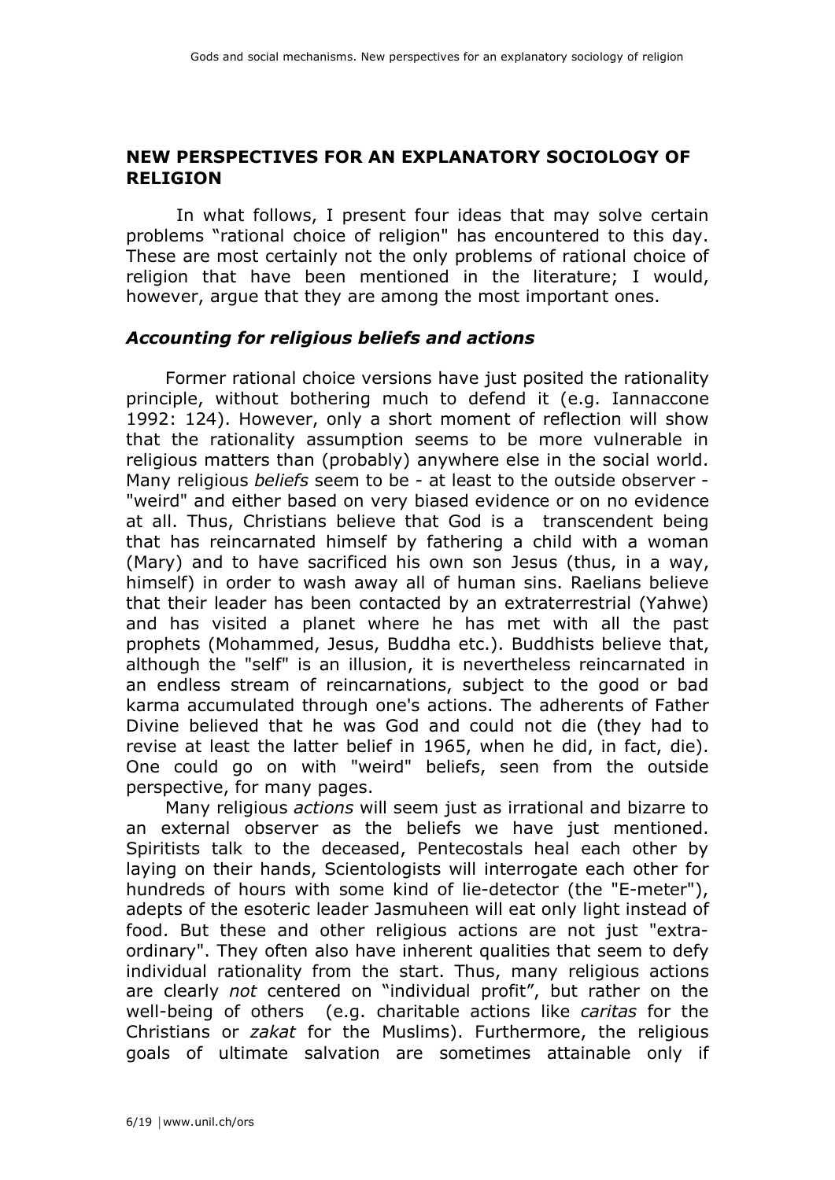## NEW PERSPECTIVES FOR AN EXPLANATORY SOCIOLOGY OF RELIGION

In what follows, I present four ideas that may solve certain problems "rational choice of religion" has encountered to this day. These are most certainly not the only problems of rational choice of religion that have been mentioned in the literature; I would, however, argue that they are among the most important ones.

### *Accounting for religious beliefs and actions*

Former rational choice versions have just posited the rationality principle, without bothering much to defend it (e.g. Iannaccone 1992: 124). However, only a short moment of reflection will show that the rationality assumption seems to be more vulnerable in religious matters than (probably) anywhere else in the social world. Many religious *beliefs* seem to be - at least to the outside observer - "weird" and either based on very biased evidence or on no evidence at all. Thus, Christians believe that God is a transcendent being that has reincarnated himself by fathering a child with a woman (Mary) and to have sacrificed his own son Jesus (thus, in a way, himself) in order to wash away all of human sins. Raelians believe that their leader has been contacted by an extraterrestrial (Yahwe) and has visited a planet where he has met with all the past prophets (Mohammed, Jesus, Buddha etc.). Buddhists believe that, although the "self" is an illusion, it is nevertheless reincarnated in an endless stream of reincarnations, subject to the good or bad karma accumulated through one's actions. The adherents of Father Divine believed that he was God and could not die (they had to revise at least the latter belief in 1965, when he did, in fact, die). One could go on with "weird" beliefs, seen from the outside perspective, for many pages.

Many religious *actions* will seem just as irrational and bizarre to an external observer as the beliefs we have just mentioned. Spiritists talk to the deceased, Pentecostals heal each other by laying on their hands, Scientologists will interrogate each other for hundreds of hours with some kind of lie-detector (the "E-meter"), adepts of the esoteric leader Jasmuheen will eat only light instead of food. But these and other religious actions are not just "extra-ordinary". They often also have inherent qualities that seem to defy individual rationality from the start. Thus, many religious actions are clearly *not* centered on "individual profit", but rather on the well-being of others (e.g. charitable actions like *caritas* for the Christians or *zakat* for the Muslims). Furthermore, the religious goals of ultimate salvation are sometimes attainable only if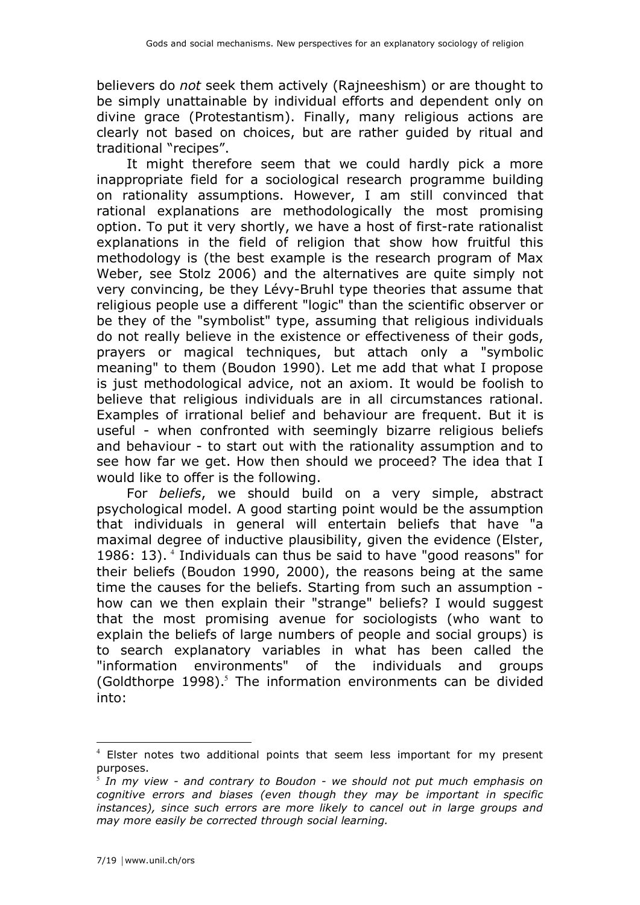believers do *not* seek them actively (Rajneeshism) or are thought to be simply unattainable by individual efforts and dependent only on divine grace (Protestantism). Finally, many religious actions are clearly not based on choices, but are rather guided by ritual and traditional "recipes".

It might therefore seem that we could hardly pick a more inappropriate field for a sociological research programme building on rationality assumptions. However, I am still convinced that rational explanations are methodologically the most promising option. To put it very shortly, we have a host of first-rate rationalist explanations in the field of religion that show how fruitful this methodology is (the best example is the research program of Max Weber, see Stolz 2006) and the alternatives are quite simply not very convincing, be they Lévy-Bruhl type theories that assume that religious people use a different "logic" than the scientific observer or be they of the "symbolist" type, assuming that religious individuals do not really believe in the existence or effectiveness of their gods, prayers or magical techniques, but attach only a "symbolic meaning" to them (Boudon 1990). Let me add that what I propose is just methodological advice, not an axiom. It would be foolish to believe that religious individuals are in all circumstances rational. Examples of irrational belief and behaviour are frequent. But it is useful - when confronted with seemingly bizarre religious beliefs and behaviour - to start out with the rationality assumption and to see how far we get. How then should we proceed? The idea that I would like to offer is the following.

For *beliefs*, we should build on a very simple, abstract psychological model. A good starting point would be the assumption that individuals in general will entertain beliefs that have "a maximal degree of inductive plausibility, given the evidence (Elster, 1986: 13). [4] Individuals can thus be said to have "good reasons" for their beliefs (Boudon 1990, 2000), the reasons being at the same time the causes for the beliefs. Starting from such an assumption - how can we then explain their "strange" beliefs? I would suggest that the most promising avenue for sociologists (who want to explain the beliefs of large numbers of people and social groups) is to search explanatory variables in what has been called the "information environments" of the individuals and groups (Goldthorpe 1998).[5] The information environments can be divided into:

---

[4] Elster notes two additional points that seem less important for my present purposes.

[5] *In my view - and contrary to Boudon - we should not put much emphasis on cognitive errors and biases (even though they may be important in specific instances), since such errors are more likely to cancel out in large groups and may more easily be corrected through social learning.*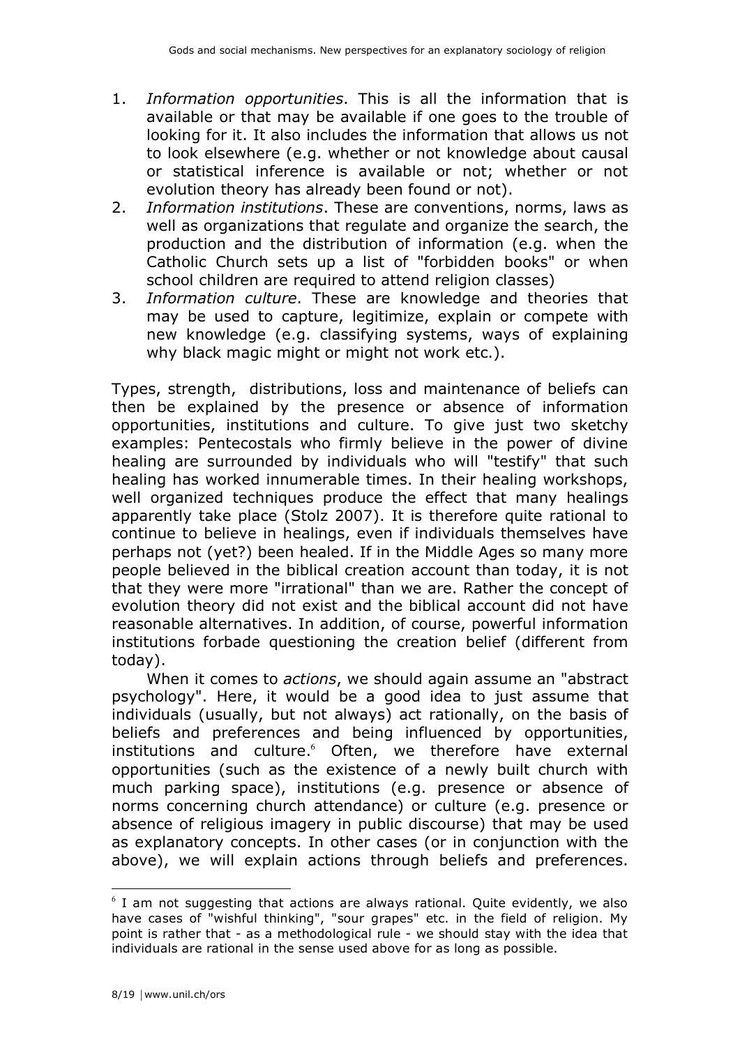1. *Information opportunities*. This is all the information that is available or that may be available if one goes to the trouble of looking for it. It also includes the information that allows us not to look elsewhere (e.g. whether or not knowledge about causal or statistical inference is available or not; whether or not evolution theory has already been found or not).
2. *Information institutions*. These are conventions, norms, laws as well as organizations that regulate and organize the search, the production and the distribution of information (e.g. when the Catholic Church sets up a list of "forbidden books" or when school children are required to attend religion classes)
3. *Information culture*. These are knowledge and theories that may be used to capture, legitimize, explain or compete with new knowledge (e.g. classifying systems, ways of explaining why black magic might or might not work etc.).

Types, strength, distributions, loss and maintenance of beliefs can then be explained by the presence or absence of information opportunities, institutions and culture. To give just two sketchy examples: Pentecostals who firmly believe in the power of divine healing are surrounded by individuals who will "testify" that such healing has worked innumerable times. In their healing workshops, well organized techniques produce the effect that many healings apparently take place (Stolz 2007). It is therefore quite rational to continue to believe in healings, even if individuals themselves have perhaps not (yet?) been healed. If in the Middle Ages so many more people believed in the biblical creation account than today, it is not that they were more "irrational" than we are. Rather the concept of evolution theory did not exist and the biblical account did not have reasonable alternatives. In addition, of course, powerful information institutions forbade questioning the creation belief (different from today).

When it comes to *actions*, we should again assume an "abstract psychology". Here, it would be a good idea to just assume that individuals (usually, but not always) act rationally, on the basis of beliefs and preferences and being influenced by opportunities, institutions and culture.[6] Often, we therefore have external opportunities (such as the existence of a newly built church with much parking space), institutions (e.g. presence or absence of norms concerning church attendance) or culture (e.g. presence or absence of religious imagery in public discourse) that may be used as explanatory concepts. In other cases (or in conjunction with the above), we will explain actions through beliefs and preferences.

[6] I am not suggesting that actions are always rational. Quite evidently, we also have cases of "wishful thinking", "sour grapes" etc. in the field of religion. My point is rather that - as a methodological rule - we should stay with the idea that individuals are rational in the sense used above for as long as possible.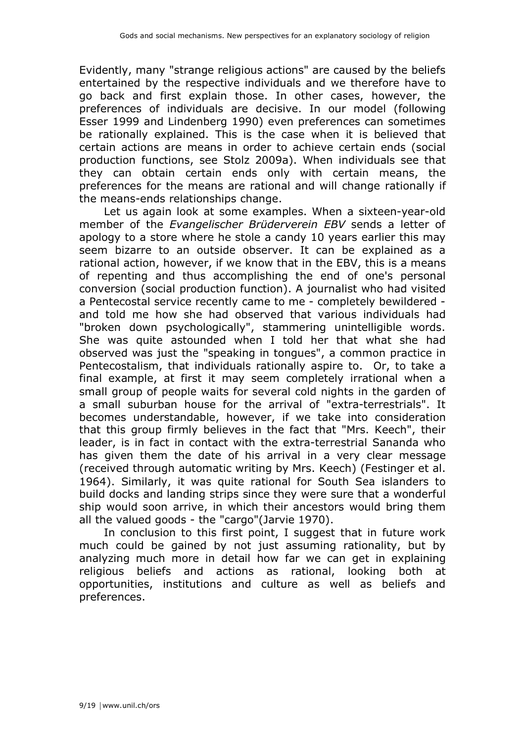Evidently, many "strange religious actions" are caused by the beliefs entertained by the respective individuals and we therefore have to go back and first explain those. In other cases, however, the preferences of individuals are decisive. In our model (following Esser 1999 and Lindenberg 1990) even preferences can sometimes be rationally explained. This is the case when it is believed that certain actions are means in order to achieve certain ends (social production functions, see Stolz 2009a). When individuals see that they can obtain certain ends only with certain means, the preferences for the means are rational and will change rationally if the means-ends relationships change.

Let us again look at some examples. When a sixteen-year-old member of the *Evangelischer Brüderverein EBV* sends a letter of apology to a store where he stole a candy 10 years earlier this may seem bizarre to an outside observer. It can be explained as a rational action, however, if we know that in the EBV, this is a means of repenting and thus accomplishing the end of one's personal conversion (social production function). A journalist who had visited a Pentecostal service recently came to me - completely bewildered - and told me how she had observed that various individuals had "broken down psychologically", stammering unintelligible words. She was quite astounded when I told her that what she had observed was just the "speaking in tongues", a common practice in Pentecostalism, that individuals rationally aspire to. Or, to take a final example, at first it may seem completely irrational when a small group of people waits for several cold nights in the garden of a small suburban house for the arrival of "extra-terrestrials". It becomes understandable, however, if we take into consideration that this group firmly believes in the fact that "Mrs. Keech", their leader, is in fact in contact with the extra-terrestrial Sananda who has given them the date of his arrival in a very clear message (received through automatic writing by Mrs. Keech) (Festinger et al. 1964). Similarly, it was quite rational for South Sea islanders to build docks and landing strips since they were sure that a wonderful ship would soon arrive, in which their ancestors would bring them all the valued goods - the "cargo"(Jarvie 1970).

In conclusion to this first point, I suggest that in future work much could be gained by not just assuming rationality, but by analyzing much more in detail how far we can get in explaining religious beliefs and actions as rational, looking both at opportunities, institutions and culture as well as beliefs and preferences.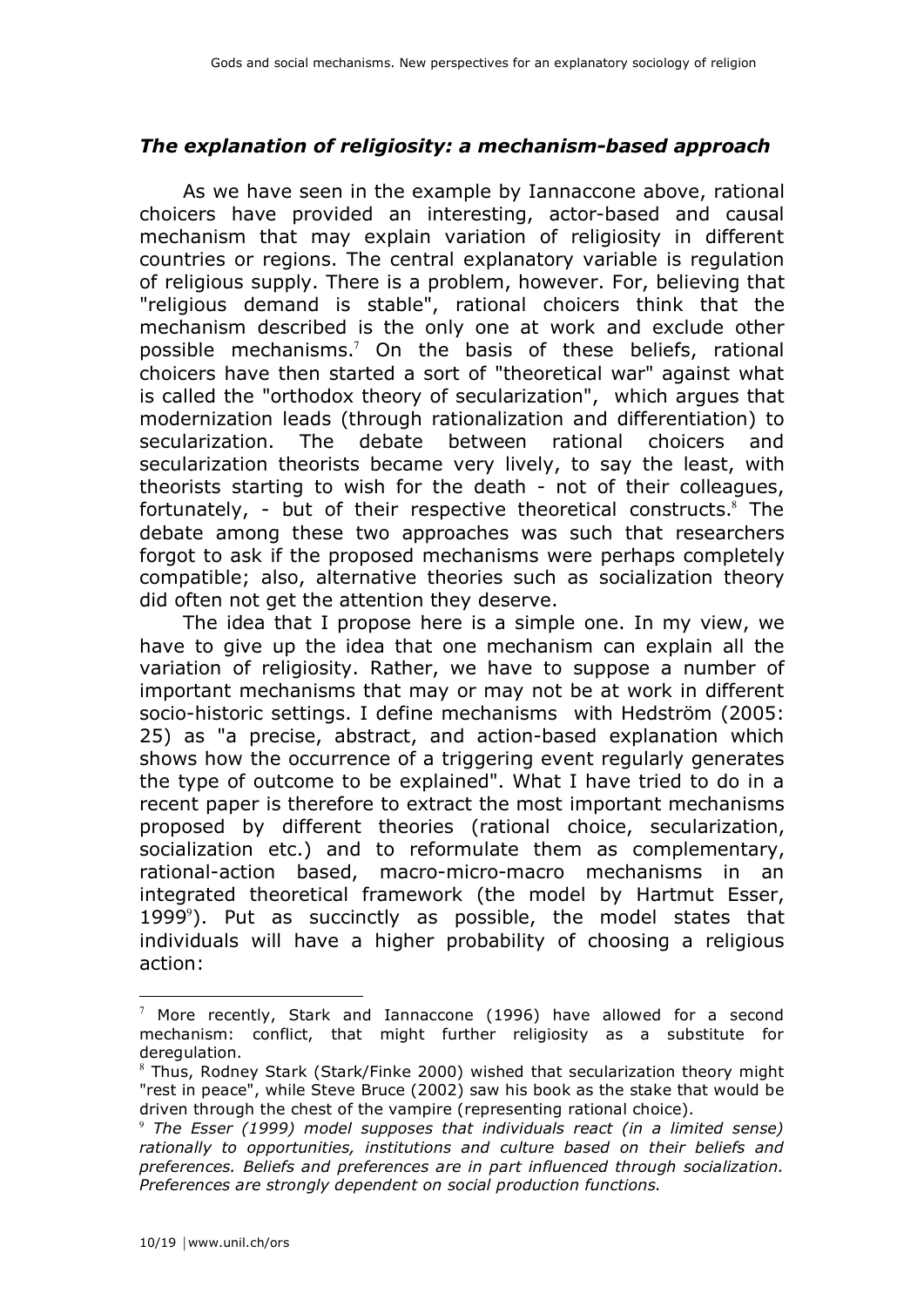### *The explanation of religiosity: a mechanism-based approach*

As we have seen in the example by Iannaccone above, rational choicers have provided an interesting, actor-based and causal mechanism that may explain variation of religiosity in different countries or regions. The central explanatory variable is regulation of religious supply. There is a problem, however. For, believing that "religious demand is stable", rational choicers think that the mechanism described is the only one at work and exclude other possible mechanisms.[7] On the basis of these beliefs, rational choicers have then started a sort of "theoretical war" against what is called the "orthodox theory of secularization", which argues that modernization leads (through rationalization and differentiation) to secularization. The debate between rational choicers and secularization theorists became very lively, to say the least, with theorists starting to wish for the death - not of their colleagues, fortunately, - but of their respective theoretical constructs.[8] The debate among these two approaches was such that researchers forgot to ask if the proposed mechanisms were perhaps completely compatible; also, alternative theories such as socialization theory did often not get the attention they deserve.

The idea that I propose here is a simple one. In my view, we have to give up the idea that one mechanism can explain all the variation of religiosity. Rather, we have to suppose a number of important mechanisms that may or may not be at work in different socio-historic settings. I define mechanisms with Hedström (2005: 25) as "a precise, abstract, and action-based explanation which shows how the occurrence of a triggering event regularly generates the type of outcome to be explained". What I have tried to do in a recent paper is therefore to extract the most important mechanisms proposed by different theories (rational choice, secularization, socialization etc.) and to reformulate them as complementary, rational-action based, macro-micro-macro mechanisms in an integrated theoretical framework (the model by Hartmut Esser, 1999[9]). Put as succinctly as possible, the model states that individuals will have a higher probability of choosing a religious action:

---

[7] More recently, Stark and Iannaccone (1996) have allowed for a second mechanism: conflict, that might further religiosity as a substitute for deregulation.

[8] Thus, Rodney Stark (Stark/Finke 2000) wished that secularization theory might "rest in peace", while Steve Bruce (2002) saw his book as the stake that would be driven through the chest of the vampire (representing rational choice).

[9] *The Esser (1999) model supposes that individuals react (in a limited sense) rationally to opportunities, institutions and culture based on their beliefs and preferences. Beliefs and preferences are in part influenced through socialization. Preferences are strongly dependent on social production functions.*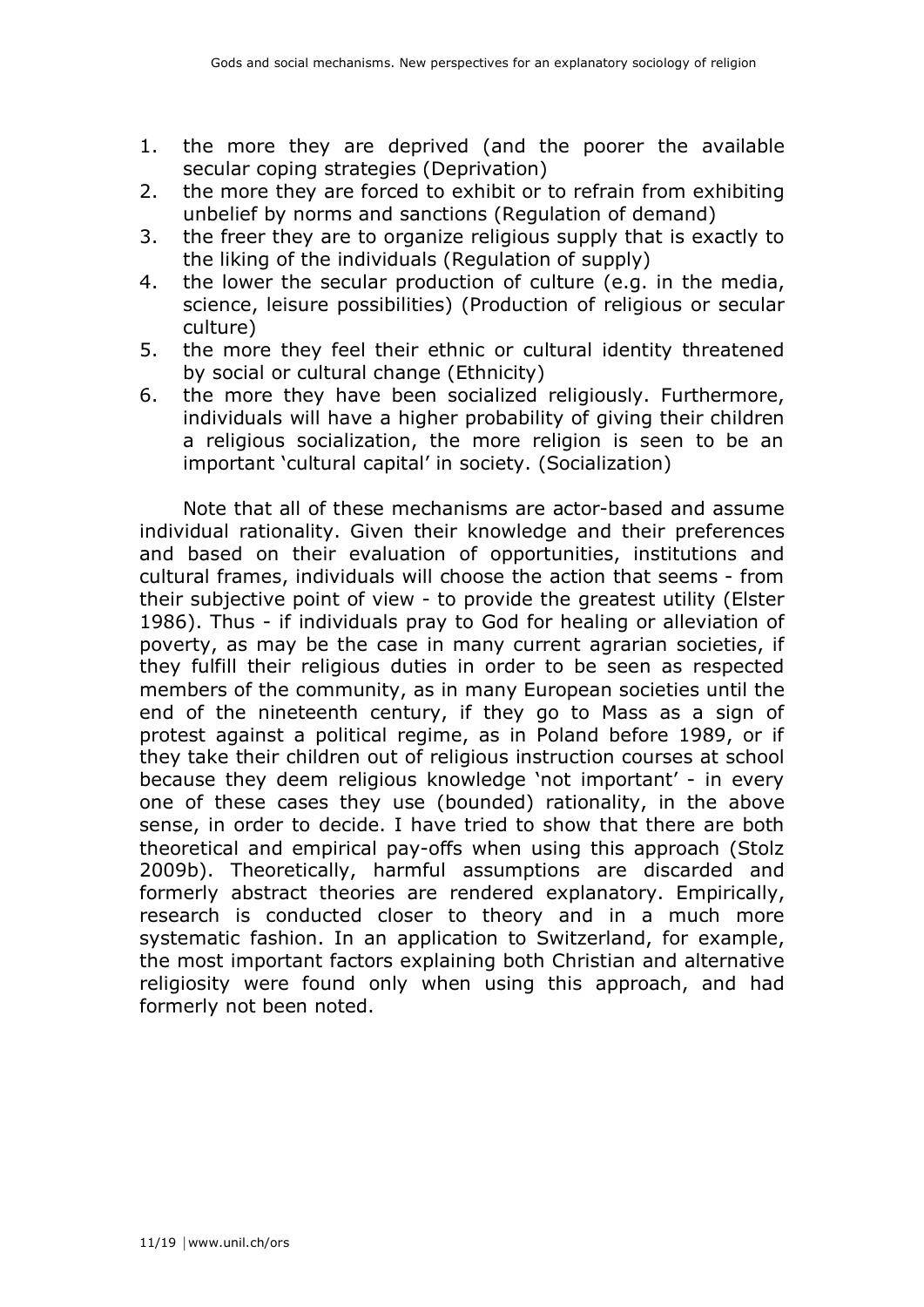1. the more they are deprived (and the poorer the available secular coping strategies (Deprivation)
2. the more they are forced to exhibit or to refrain from exhibiting unbelief by norms and sanctions (Regulation of demand)
3. the freer they are to organize religious supply that is exactly to the liking of the individuals (Regulation of supply)
4. the lower the secular production of culture (e.g. in the media, science, leisure possibilities) (Production of religious or secular culture)
5. the more they feel their ethnic or cultural identity threatened by social or cultural change (Ethnicity)
6. the more they have been socialized religiously. Furthermore, individuals will have a higher probability of giving their children a religious socialization, the more religion is seen to be an important 'cultural capital' in society. (Socialization)

Note that all of these mechanisms are actor-based and assume individual rationality. Given their knowledge and their preferences and based on their evaluation of opportunities, institutions and cultural frames, individuals will choose the action that seems - from their subjective point of view - to provide the greatest utility (Elster 1986). Thus - if individuals pray to God for healing or alleviation of poverty, as may be the case in many current agrarian societies, if they fulfill their religious duties in order to be seen as respected members of the community, as in many European societies until the end of the nineteenth century, if they go to Mass as a sign of protest against a political regime, as in Poland before 1989, or if they take their children out of religious instruction courses at school because they deem religious knowledge 'not important' - in every one of these cases they use (bounded) rationality, in the above sense, in order to decide. I have tried to show that there are both theoretical and empirical pay-offs when using this approach (Stolz 2009b). Theoretically, harmful assumptions are discarded and formerly abstract theories are rendered explanatory. Empirically, research is conducted closer to theory and in a much more systematic fashion. In an application to Switzerland, for example, the most important factors explaining both Christian and alternative religiosity were found only when using this approach, and had formerly not been noted.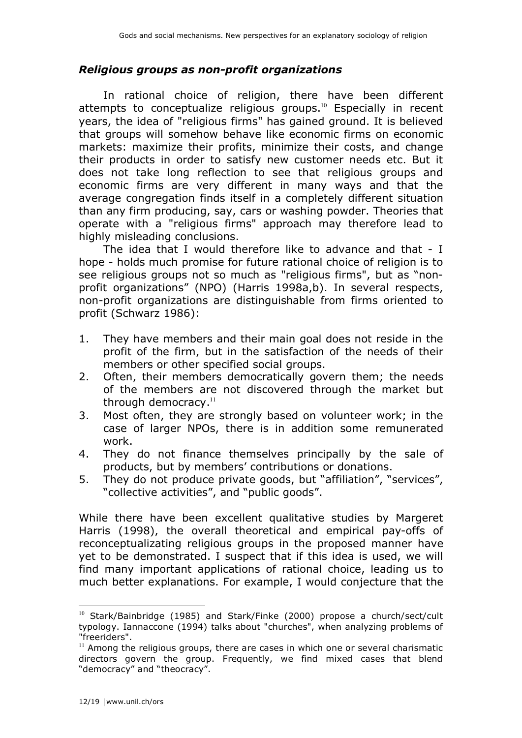### *Religious groups as non-profit organizations*

In rational choice of religion, there have been different attempts to conceptualize religious groups.[10] Especially in recent years, the idea of "religious firms" has gained ground. It is believed that groups will somehow behave like economic firms on economic markets: maximize their profits, minimize their costs, and change their products in order to satisfy new customer needs etc. But it does not take long reflection to see that religious groups and economic firms are very different in many ways and that the average congregation finds itself in a completely different situation than any firm producing, say, cars or washing powder. Theories that operate with a "religious firms" approach may therefore lead to highly misleading conclusions.

The idea that I would therefore like to advance and that - I hope - holds much promise for future rational choice of religion is to see religious groups not so much as "religious firms", but as "non-profit organizations" (NPO) (Harris 1998a,b). In several respects, non-profit organizations are distinguishable from firms oriented to profit (Schwarz 1986):

1. They have members and their main goal does not reside in the profit of the firm, but in the satisfaction of the needs of their members or other specified social groups.
2. Often, their members democratically govern them; the needs of the members are not discovered through the market but through democracy.[11]
3. Most often, they are strongly based on volunteer work; in the case of larger NPOs, there is in addition some remunerated work.
4. They do not finance themselves principally by the sale of products, but by members' contributions or donations.
5. They do not produce private goods, but "affiliation", "services", "collective activities", and "public goods".

While there have been excellent qualitative studies by Margeret Harris (1998), the overall theoretical and empirical pay-offs of reconceptualizating religious groups in the proposed manner have yet to be demonstrated. I suspect that if this idea is used, we will find many important applications of rational choice, leading us to much better explanations. For example, I would conjecture that the

---

[10] Stark/Bainbridge (1985) and Stark/Finke (2000) propose a church/sect/cult typology. Iannaccone (1994) talks about "churches", when analyzing problems of "freeriders".

[11] Among the religious groups, there are cases in which one or several charismatic directors govern the group. Frequently, we find mixed cases that blend "democracy" and "theocracy".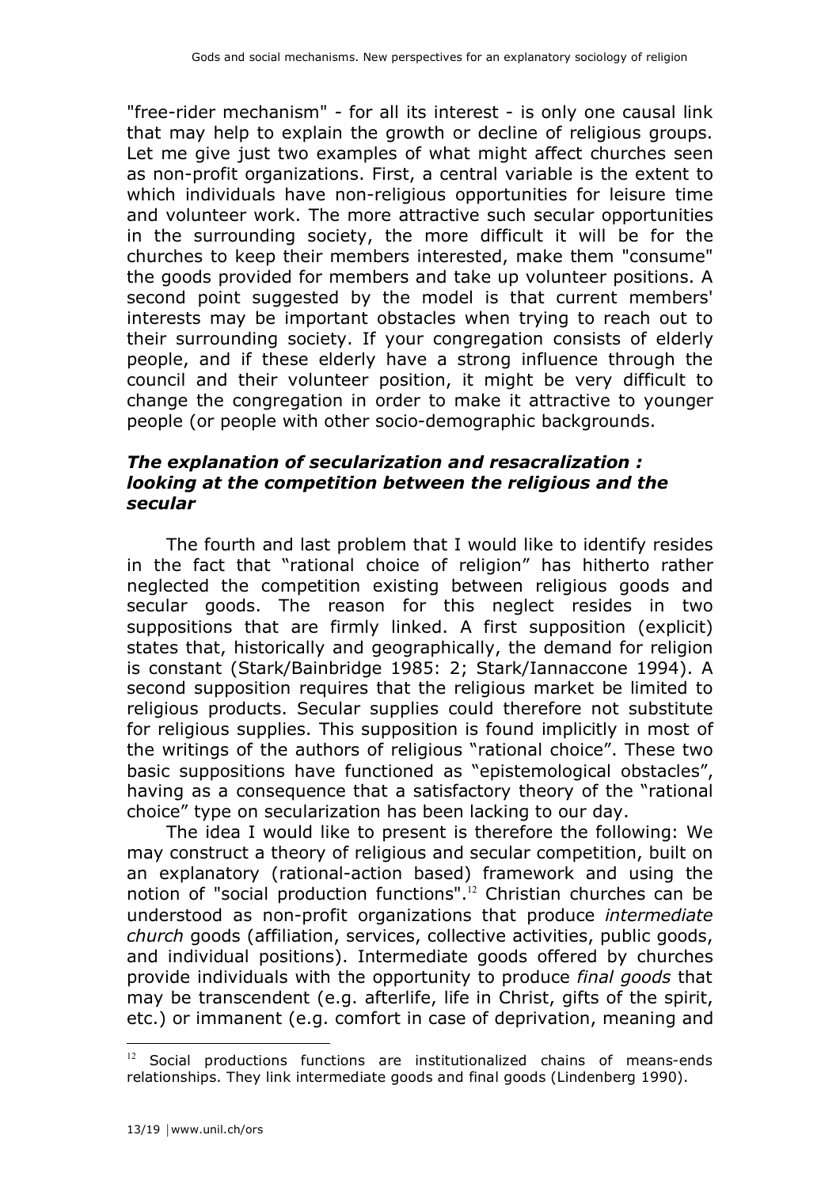"free-rider mechanism" - for all its interest - is only one causal link that may help to explain the growth or decline of religious groups. Let me give just two examples of what might affect churches seen as non-profit organizations. First, a central variable is the extent to which individuals have non-religious opportunities for leisure time and volunteer work. The more attractive such secular opportunities in the surrounding society, the more difficult it will be for the churches to keep their members interested, make them "consume" the goods provided for members and take up volunteer positions. A second point suggested by the model is that current members' interests may be important obstacles when trying to reach out to their surrounding society. If your congregation consists of elderly people, and if these elderly have a strong influence through the council and their volunteer position, it might be very difficult to change the congregation in order to make it attractive to younger people (or people with other socio-demographic backgrounds.

### *The explanation of secularization and resacralization : looking at the competition between the religious and the secular*

The fourth and last problem that I would like to identify resides in the fact that "rational choice of religion" has hitherto rather neglected the competition existing between religious goods and secular goods. The reason for this neglect resides in two suppositions that are firmly linked. A first supposition (explicit) states that, historically and geographically, the demand for religion is constant (Stark/Bainbridge 1985: 2; Stark/Iannaccone 1994). A second supposition requires that the religious market be limited to religious products. Secular supplies could therefore not substitute for religious supplies. This supposition is found implicitly in most of the writings of the authors of religious "rational choice". These two basic suppositions have functioned as "epistemological obstacles", having as a consequence that a satisfactory theory of the "rational choice" type on secularization has been lacking to our day.

The idea I would like to present is therefore the following: We may construct a theory of religious and secular competition, built on an explanatory (rational-action based) framework and using the notion of "social production functions".[12] Christian churches can be understood as non-profit organizations that produce *intermediate church* goods (affiliation, services, collective activities, public goods, and individual positions). Intermediate goods offered by churches provide individuals with the opportunity to produce *final goods* that may be transcendent (e.g. afterlife, life in Christ, gifts of the spirit, etc.) or immanent (e.g. comfort in case of deprivation, meaning and

---

[12] Social productions functions are institutionalized chains of means-ends relationships. They link intermediate goods and final goods (Lindenberg 1990).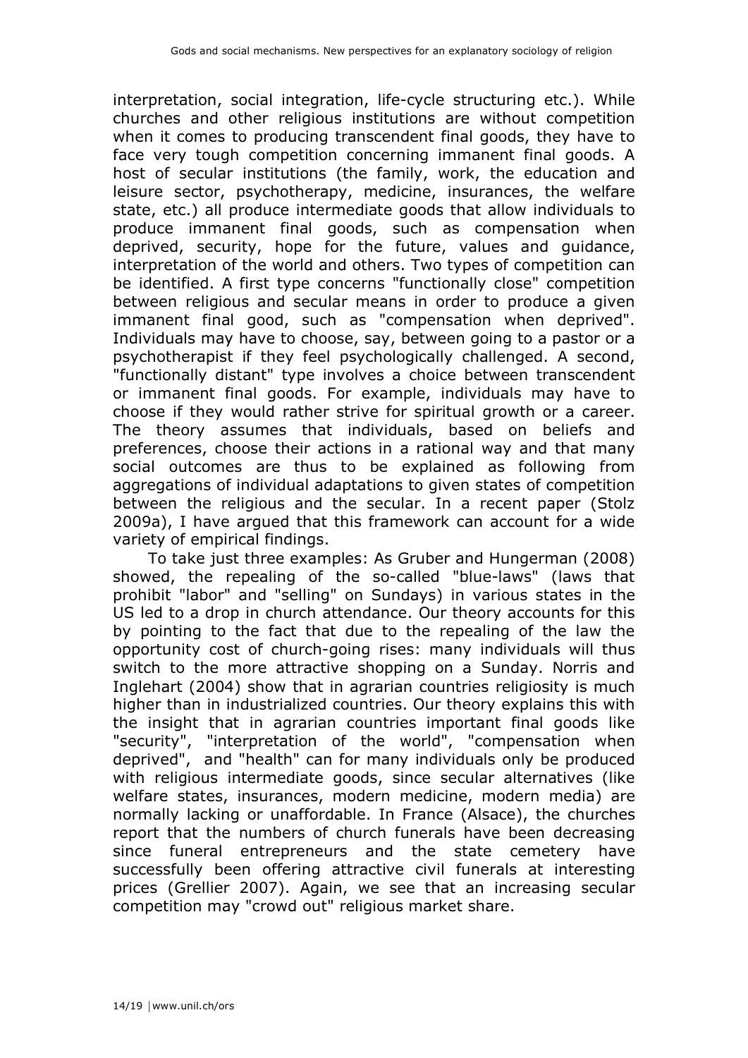interpretation, social integration, life-cycle structuring etc.). While churches and other religious institutions are without competition when it comes to producing transcendent final goods, they have to face very tough competition concerning immanent final goods. A host of secular institutions (the family, work, the education and leisure sector, psychotherapy, medicine, insurances, the welfare state, etc.) all produce intermediate goods that allow individuals to produce immanent final goods, such as compensation when deprived, security, hope for the future, values and guidance, interpretation of the world and others. Two types of competition can be identified. A first type concerns "functionally close" competition between religious and secular means in order to produce a given immanent final good, such as "compensation when deprived". Individuals may have to choose, say, between going to a pastor or a psychotherapist if they feel psychologically challenged. A second, "functionally distant" type involves a choice between transcendent or immanent final goods. For example, individuals may have to choose if they would rather strive for spiritual growth or a career. The theory assumes that individuals, based on beliefs and preferences, choose their actions in a rational way and that many social outcomes are thus to be explained as following from aggregations of individual adaptations to given states of competition between the religious and the secular. In a recent paper (Stolz 2009a), I have argued that this framework can account for a wide variety of empirical findings.

To take just three examples: As Gruber and Hungerman (2008) showed, the repealing of the so-called "blue-laws" (laws that prohibit "labor" and "selling" on Sundays) in various states in the US led to a drop in church attendance. Our theory accounts for this by pointing to the fact that due to the repealing of the law the opportunity cost of church-going rises: many individuals will thus switch to the more attractive shopping on a Sunday. Norris and Inglehart (2004) show that in agrarian countries religiosity is much higher than in industrialized countries. Our theory explains this with the insight that in agrarian countries important final goods like "security", "interpretation of the world", "compensation when deprived", and "health" can for many individuals only be produced with religious intermediate goods, since secular alternatives (like welfare states, insurances, modern medicine, modern media) are normally lacking or unaffordable. In France (Alsace), the churches report that the numbers of church funerals have been decreasing since funeral entrepreneurs and the state cemetery have successfully been offering attractive civil funerals at interesting prices (Grellier 2007). Again, we see that an increasing secular competition may "crowd out" religious market share.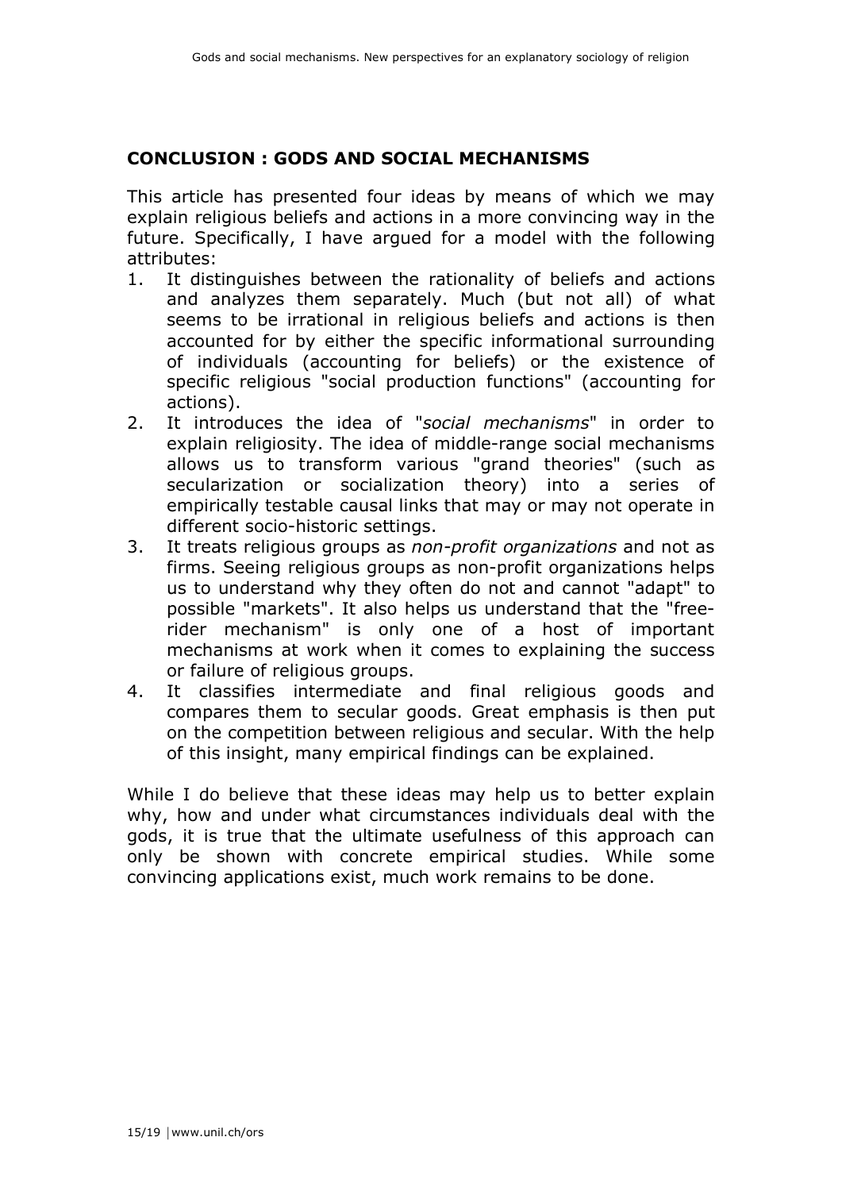## CONCLUSION : GODS AND SOCIAL MECHANISMS

This article has presented four ideas by means of which we may explain religious beliefs and actions in a more convincing way in the future. Specifically, I have argued for a model with the following attributes:

1. It distinguishes between the rationality of beliefs and actions and analyzes them separately. Much (but not all) of what seems to be irrational in religious beliefs and actions is then accounted for by either the specific informational surrounding of individuals (accounting for beliefs) or the existence of specific religious "social production functions" (accounting for actions).
2. It introduces the idea of "*social mechanisms*" in order to explain religiosity. The idea of middle-range social mechanisms allows us to transform various "grand theories" (such as secularization or socialization theory) into a series of empirically testable causal links that may or may not operate in different socio-historic settings.
3. It treats religious groups as *non-profit organizations* and not as firms. Seeing religious groups as non-profit organizations helps us to understand why they often do not and cannot "adapt" to possible "markets". It also helps us understand that the "free-rider mechanism" is only one of a host of important mechanisms at work when it comes to explaining the success or failure of religious groups.
4. It classifies intermediate and final religious goods and compares them to secular goods. Great emphasis is then put on the competition between religious and secular. With the help of this insight, many empirical findings can be explained.

While I do believe that these ideas may help us to better explain why, how and under what circumstances individuals deal with the gods, it is true that the ultimate usefulness of this approach can only be shown with concrete empirical studies. While some convincing applications exist, much work remains to be done.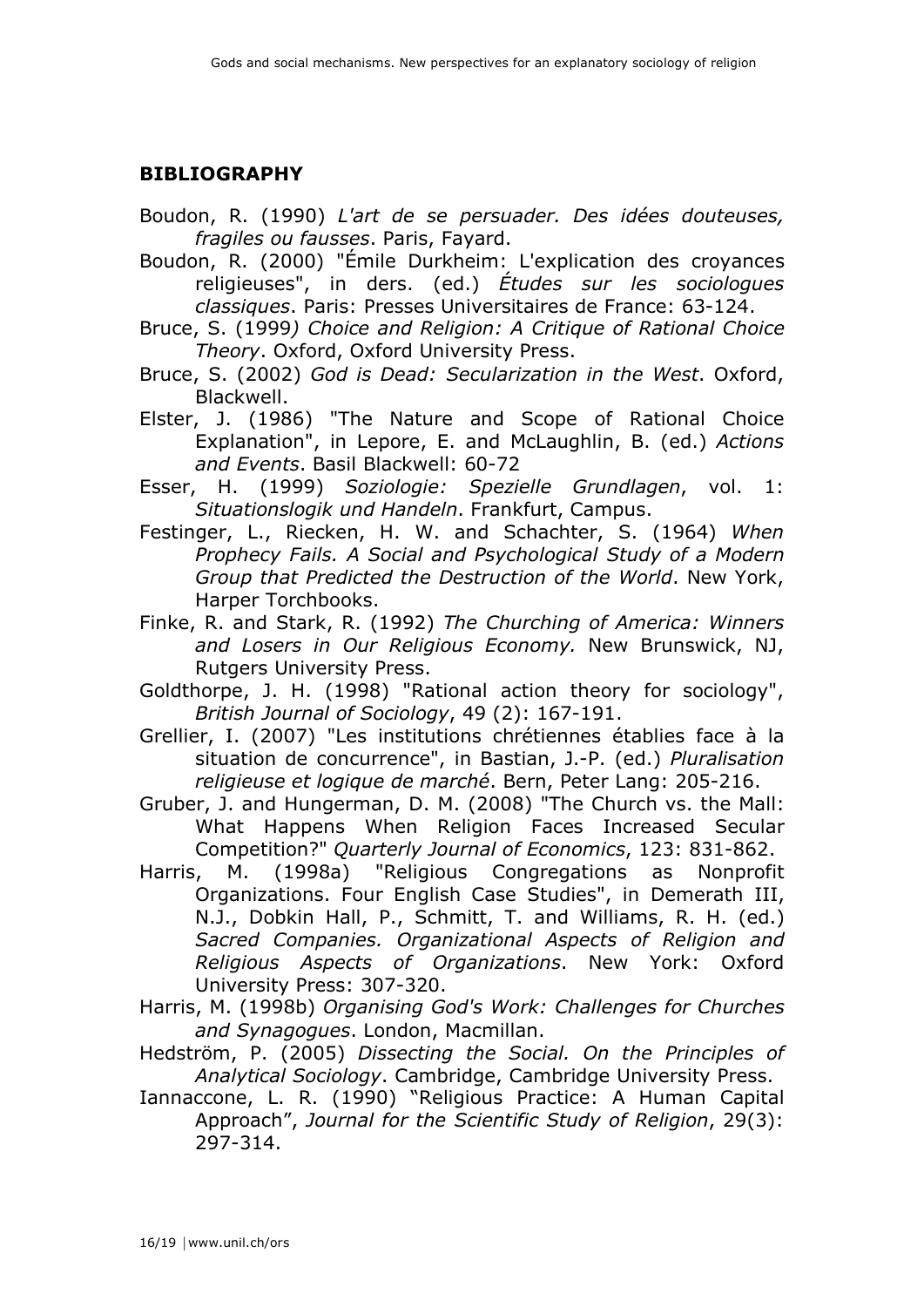## BIBLIOGRAPHY

Boudon, R. (1990) *L'art de se persuader. Des idées douteuses, fragiles ou fausses*. Paris, Fayard.

Boudon, R. (2000) "Émile Durkheim: L'explication des croyances religieuses", in ders. (ed.) *Études sur les sociologues classiques*. Paris: Presses Universitaires de France: 63-124.

Bruce, S. (1999*) Choice and Religion: A Critique of Rational Choice Theory*. Oxford, Oxford University Press.

Bruce, S. (2002) *God is Dead: Secularization in the West*. Oxford, Blackwell.

Elster, J. (1986) "The Nature and Scope of Rational Choice Explanation", in Lepore, E. and McLaughlin, B. (ed.) *Actions and Events*. Basil Blackwell: 60-72

Esser, H. (1999) *Soziologie: Spezielle Grundlagen*, vol. 1: *Situationslogik und Handeln*. Frankfurt, Campus.

Festinger, L., Riecken, H. W. and Schachter, S. (1964) *When Prophecy Fails. A Social and Psychological Study of a Modern Group that Predicted the Destruction of the World*. New York, Harper Torchbooks.

Finke, R. and Stark, R. (1992) *The Churching of America: Winners and Losers in Our Religious Economy.* New Brunswick, NJ, Rutgers University Press.

Goldthorpe, J. H. (1998) "Rational action theory for sociology", *British Journal of Sociology*, 49 (2): 167-191.

Grellier, I. (2007) "Les institutions chrétiennes établies face à la situation de concurrence", in Bastian, J.-P. (ed.) *Pluralisation religieuse et logique de marché*. Bern, Peter Lang: 205-216.

Gruber, J. and Hungerman, D. M. (2008) "The Church vs. the Mall: What Happens When Religion Faces Increased Secular Competition?" *Quarterly Journal of Economics*, 123: 831-862.

Harris, M. (1998a) "Religious Congregations as Nonprofit Organizations. Four English Case Studies", in Demerath III, N.J., Dobkin Hall, P., Schmitt, T. and Williams, R. H. (ed.) *Sacred Companies. Organizational Aspects of Religion and Religious Aspects of Organizations*. New York: Oxford University Press: 307-320.

Harris, M. (1998b) *Organising God's Work: Challenges for Churches and Synagogues*. London, Macmillan.

Hedström, P. (2005) *Dissecting the Social. On the Principles of Analytical Sociology*. Cambridge, Cambridge University Press.

Iannaccone, L. R. (1990) "Religious Practice: A Human Capital Approach", *Journal for the Scientific Study of Religion*, 29(3): 297-314.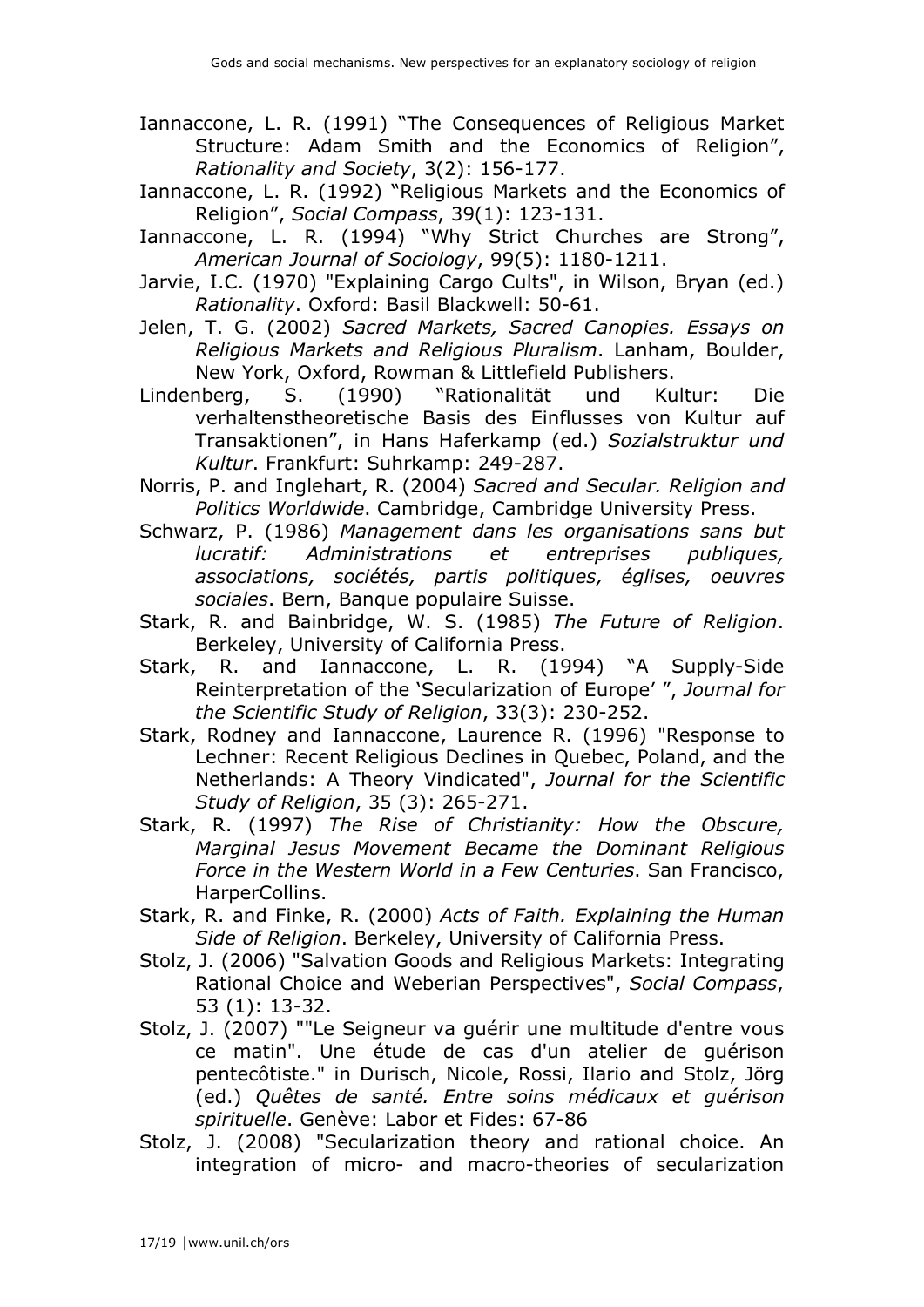Iannaccone, L. R. (1991) “The Consequences of Religious Market Structure: Adam Smith and the Economics of Religion”, *Rationality and Society*, 3(2): 156-177.

Iannaccone, L. R. (1992) “Religious Markets and the Economics of Religion”, *Social Compass*, 39(1): 123-131.

Iannaccone, L. R. (1994) “Why Strict Churches are Strong”, *American Journal of Sociology*, 99(5): 1180-1211.

Jarvie, I.C. (1970) "Explaining Cargo Cults", in Wilson, Bryan (ed.) *Rationality*. Oxford: Basil Blackwell: 50-61.

Jelen, T. G. (2002) *Sacred Markets, Sacred Canopies. Essays on Religious Markets and Religious Pluralism*. Lanham, Boulder, New York, Oxford, Rowman & Littlefield Publishers.

Lindenberg, S. (1990) “Rationalität und Kultur: Die verhaltenstheoretische Basis des Einflusses von Kultur auf Transaktionen”, in Hans Haferkamp (ed.) *Sozialstruktur und Kultur*. Frankfurt: Suhrkamp: 249-287.

Norris, P. and Inglehart, R. (2004) *Sacred and Secular. Religion and Politics Worldwide*. Cambridge, Cambridge University Press.

Schwarz, P. (1986) *Management dans les organisations sans but lucratif: Administrations et entreprises publiques, associations, sociétés, partis politiques, églises, oeuvres sociales*. Bern, Banque populaire Suisse.

Stark, R. and Bainbridge, W. S. (1985) *The Future of Religion*. Berkeley, University of California Press.

Stark, R. and Iannaccone, L. R. (1994) “A Supply-Side Reinterpretation of the ‘Secularization of Europe’ ”, *Journal for the Scientific Study of Religion*, 33(3): 230-252.

Stark, Rodney and Iannaccone, Laurence R. (1996) "Response to Lechner: Recent Religious Declines in Quebec, Poland, and the Netherlands: A Theory Vindicated", *Journal for the Scientific Study of Religion*, 35 (3): 265-271.

Stark, R. (1997) *The Rise of Christianity: How the Obscure, Marginal Jesus Movement Became the Dominant Religious Force in the Western World in a Few Centuries*. San Francisco, HarperCollins.

Stark, R. and Finke, R. (2000) *Acts of Faith. Explaining the Human Side of Religion*. Berkeley, University of California Press.

Stolz, J. (2006) "Salvation Goods and Religious Markets: Integrating Rational Choice and Weberian Perspectives", *Social Compass*, 53 (1): 13-32.

Stolz, J. (2007) ""Le Seigneur va guérir une multitude d'entre vous ce matin". Une étude de cas d'un atelier de guérison pentecôtiste." in Durisch, Nicole, Rossi, Ilario and Stolz, Jörg (ed.) *Quêtes de santé. Entre soins médicaux et guérison spirituelle*. Genève: Labor et Fides: 67-86

Stolz, J. (2008) "Secularization theory and rational choice. An integration of micro- and macro-theories of secularization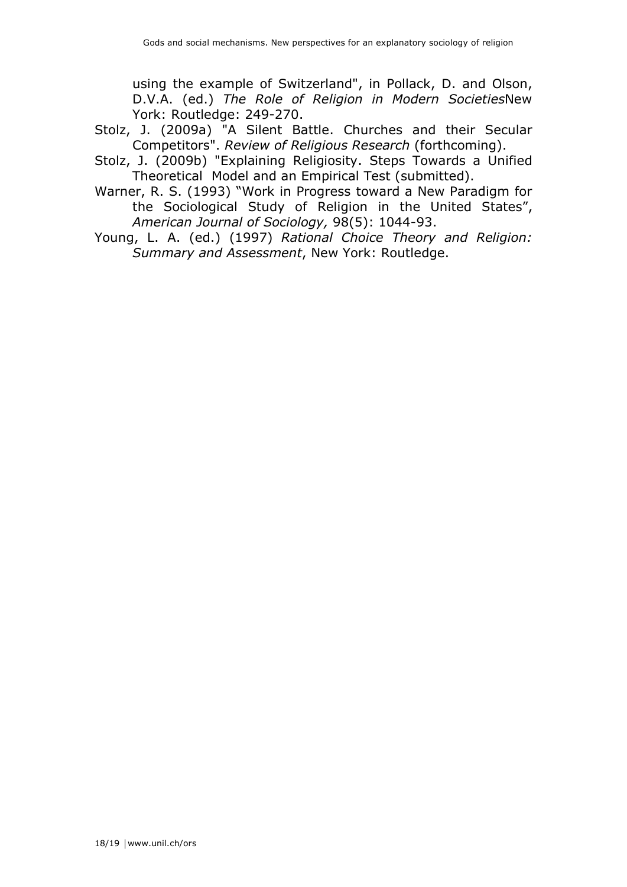using the example of Switzerland", in Pollack, D. and Olson, D.V.A. (ed.) *The Role of Religion in Modern Societies*New York: Routledge: 249-270.

Stolz, J. (2009a) "A Silent Battle. Churches and their Secular Competitors". *Review of Religious Research* (forthcoming).

Stolz, J. (2009b) "Explaining Religiosity. Steps Towards a Unified Theoretical Model and an Empirical Test (submitted).

Warner, R. S. (1993) "Work in Progress toward a New Paradigm for the Sociological Study of Religion in the United States", *American Journal of Sociology,* 98(5): 1044-93.

Young, L. A. (ed.) (1997) *Rational Choice Theory and Religion: Summary and Assessment*, New York: Routledge.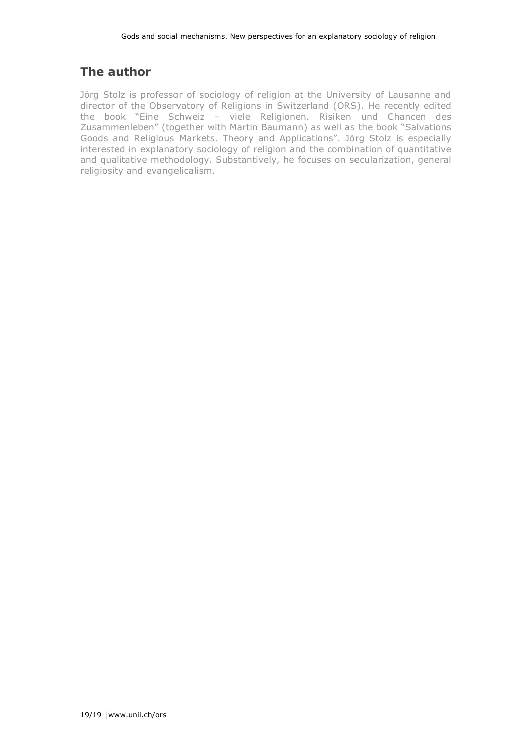## The author

Jörg Stolz is professor of sociology of religion at the University of Lausanne and director of the Observatory of Religions in Switzerland (ORS). He recently edited the book "Eine Schweiz – viele Religionen. Risiken und Chancen des Zusammenleben" (together with Martin Baumann) as well as the book "Salvations Goods and Religious Markets. Theory and Applications". Jörg Stolz is especially interested in explanatory sociology of religion and the combination of quantitative and qualitative methodology. Substantively, he focuses on secularization, general religiosity and evangelicalism.